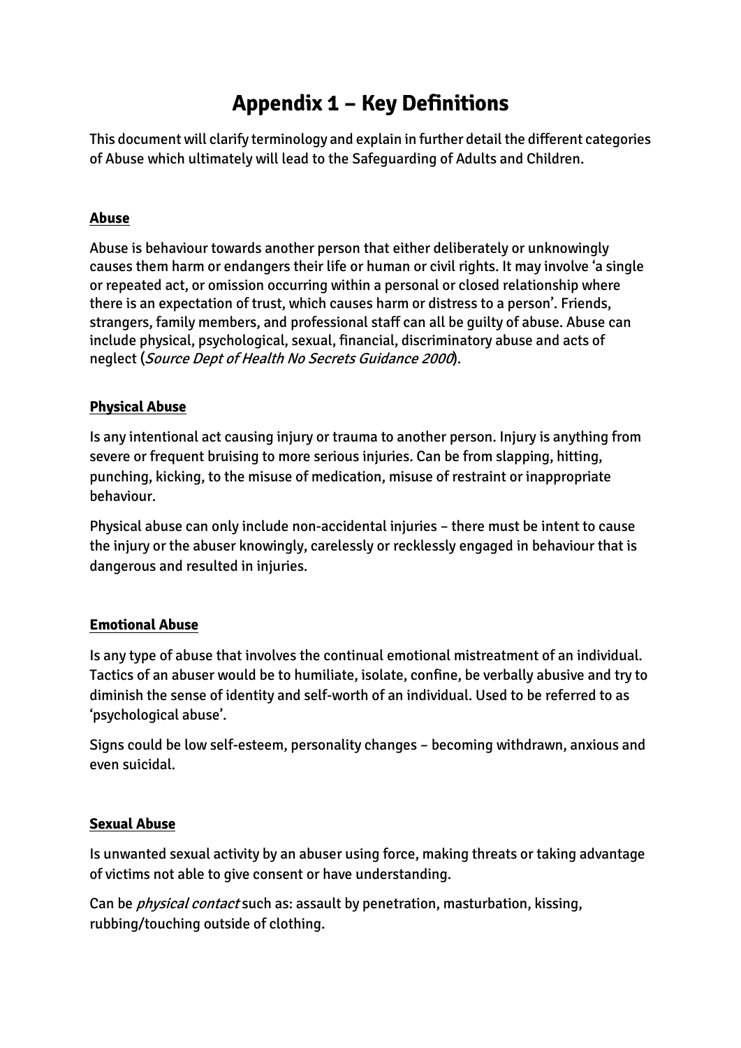# Appendix 1 – Key Definitions

This document will clarify terminology and explain in further detail the different categories of Abuse which ultimately will lead to the Safeguarding of Adults and Children.

## Abuse

Abuse is behaviour towards another person that either deliberately or unknowingly causes them harm or endangers their life or human or civil rights. It may involve 'a single or repeated act, or omission occurring within a personal or closed relationship where there is an expectation of trust, which causes harm or distress to a person'. Friends, strangers, family members, and professional staff can all be guilty of abuse. Abuse can include physical, psychological, sexual, financial, discriminatory abuse and acts of neglect (*Source Dept of Health No Secrets Guidance 2000*).

## Physical Abuse

Is any intentional act causing injury or trauma to another person. Injury is anything from severe or frequent bruising to more serious injuries. Can be from slapping, hitting, punching, kicking, to the misuse of medication, misuse of restraint or inappropriate behaviour.

Physical abuse can only include non-accidental injuries – there must be intent to cause the injury or the abuser knowingly, carelessly or recklessly engaged in behaviour that is dangerous and resulted in injuries.

## Emotional Abuse

Is any type of abuse that involves the continual emotional mistreatment of an individual. Tactics of an abuser would be to humiliate, isolate, confine, be verbally abusive and try to diminish the sense of identity and self-worth of an individual. Used to be referred to as 'psychological abuse'.

Signs could be low self-esteem, personality changes – becoming withdrawn, anxious and even suicidal.

## Sexual Abuse

Is unwanted sexual activity by an abuser using force, making threats or taking advantage of victims not able to give consent or have understanding.

Can be *physical contact* such as: assault by penetration, masturbation, kissing, rubbing/touching outside of clothing.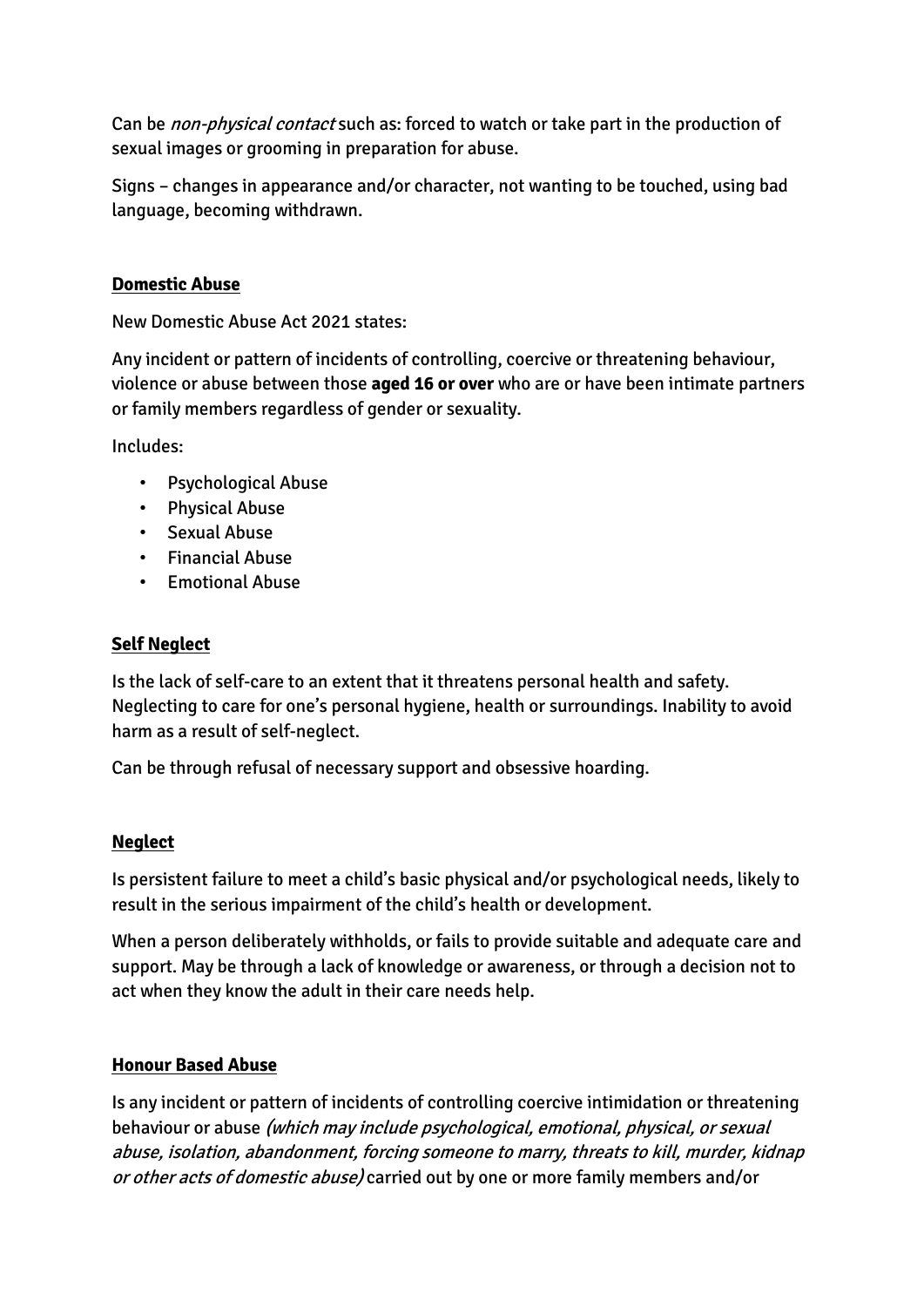Can be *non-physical contact* such as: forced to watch or take part in the production of sexual images or grooming in preparation for abuse.

Signs – changes in appearance and/or character, not wanting to be touched, using bad language, becoming withdrawn.

**Domestic Abuse**

New Domestic Abuse Act 2021 states:

Any incident or pattern of incidents of controlling, coercive or threatening behaviour, violence or abuse between those **aged 16 or over** who are or have been intimate partners or family members regardless of gender or sexuality.

Includes:

- Psychological Abuse
- Physical Abuse
- Sexual Abuse
- Financial Abuse
- Emotional Abuse

**Self Neglect**

Is the lack of self-care to an extent that it threatens personal health and safety. Neglecting to care for one's personal hygiene, health or surroundings. Inability to avoid harm as a result of self-neglect.

Can be through refusal of necessary support and obsessive hoarding.

**Neglect**

Is persistent failure to meet a child's basic physical and/or psychological needs, likely to result in the serious impairment of the child's health or development.

When a person deliberately withholds, or fails to provide suitable and adequate care and support. May be through a lack of knowledge or awareness, or through a decision not to act when they know the adult in their care needs help.

**Honour Based Abuse**

Is any incident or pattern of incidents of controlling coercive intimidation or threatening behaviour or abuse *(which may include psychological, emotional, physical, or sexual abuse, isolation, abandonment, forcing someone to marry, threats to kill, murder, kidnap or other acts of domestic abuse)* carried out by one or more family members and/or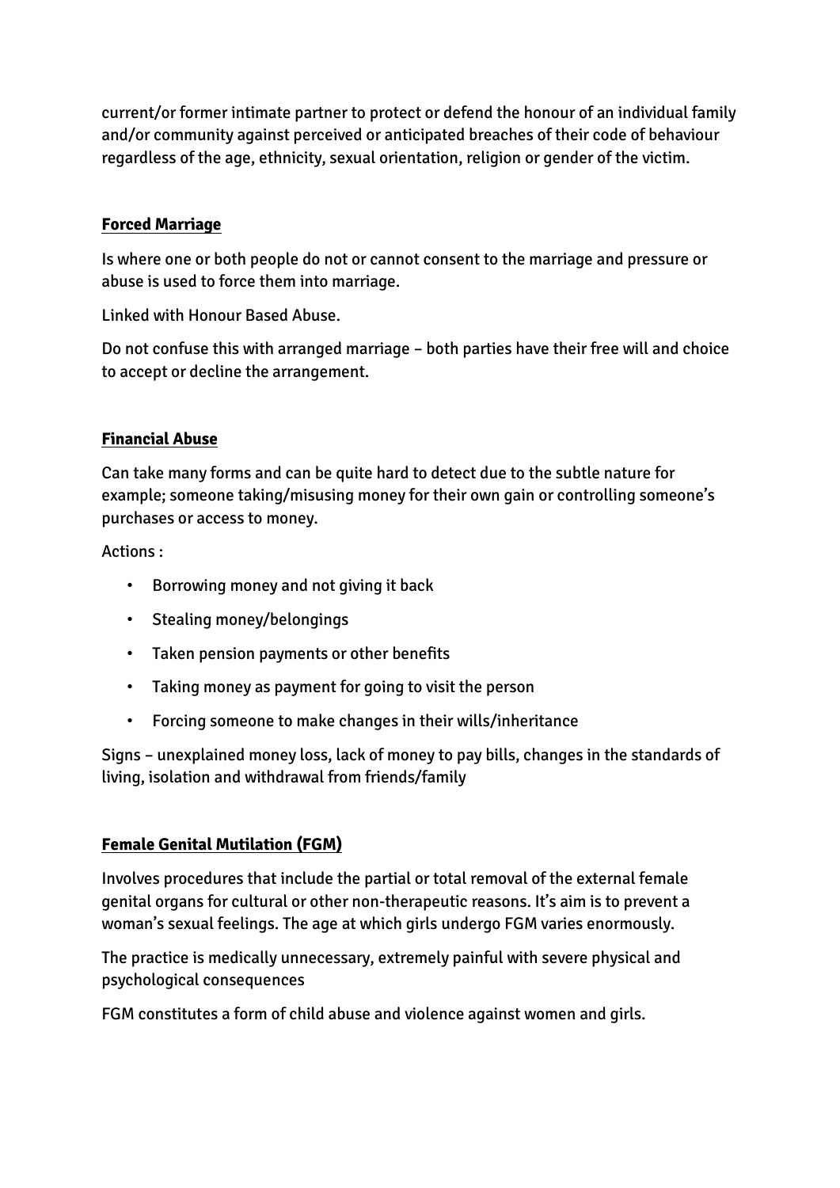current/or former intimate partner to protect or defend the honour of an individual family and/or community against perceived or anticipated breaches of their code of behaviour regardless of the age, ethnicity, sexual orientation, religion or gender of the victim.

**Forced Marriage**

Is where one or both people do not or cannot consent to the marriage and pressure or abuse is used to force them into marriage.

Linked with Honour Based Abuse.

Do not confuse this with arranged marriage – both parties have their free will and choice to accept or decline the arrangement.

**Financial Abuse**

Can take many forms and can be quite hard to detect due to the subtle nature for example; someone taking/misusing money for their own gain or controlling someone's purchases or access to money.

Actions :

- Borrowing money and not giving it back
- Stealing money/belongings
- Taken pension payments or other benefits
- Taking money as payment for going to visit the person
- Forcing someone to make changes in their wills/inheritance

Signs – unexplained money loss, lack of money to pay bills, changes in the standards of living, isolation and withdrawal from friends/family

**Female Genital Mutilation (FGM)**

Involves procedures that include the partial or total removal of the external female genital organs for cultural or other non-therapeutic reasons. It's aim is to prevent a woman's sexual feelings. The age at which girls undergo FGM varies enormously.

The practice is medically unnecessary, extremely painful with severe physical and psychological consequences

FGM constitutes a form of child abuse and violence against women and girls.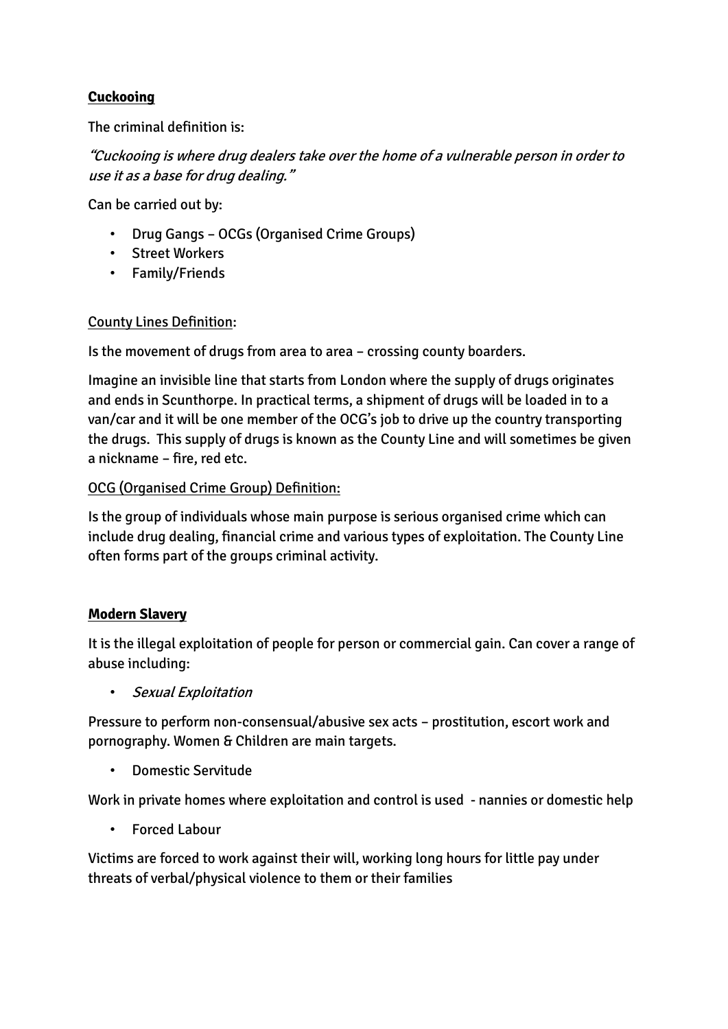**Cuckooing**

The criminal definition is:

*"Cuckooing is where drug dealers take over the home of a vulnerable person in order to use it as a base for drug dealing."*

Can be carried out by:

- Drug Gangs – OCGs (Organised Crime Groups)
- Street Workers
- Family/Friends

County Lines Definition:

Is the movement of drugs from area to area – crossing county boarders.

Imagine an invisible line that starts from London where the supply of drugs originates and ends in Scunthorpe. In practical terms, a shipment of drugs will be loaded in to a van/car and it will be one member of the OCG's job to drive up the country transporting the drugs. This supply of drugs is known as the County Line and will sometimes be given a nickname – fire, red etc.

OCG (Organised Crime Group) Definition:

Is the group of individuals whose main purpose is serious organised crime which can include drug dealing, financial crime and various types of exploitation. The County Line often forms part of the groups criminal activity.

**Modern Slavery**

It is the illegal exploitation of people for person or commercial gain. Can cover a range of abuse including:

- *Sexual Exploitation*

Pressure to perform non-consensual/abusive sex acts – prostitution, escort work and pornography. Women & Children are main targets.

- Domestic Servitude

Work in private homes where exploitation and control is used - nannies or domestic help

- Forced Labour

Victims are forced to work against their will, working long hours for little pay under threats of verbal/physical violence to them or their families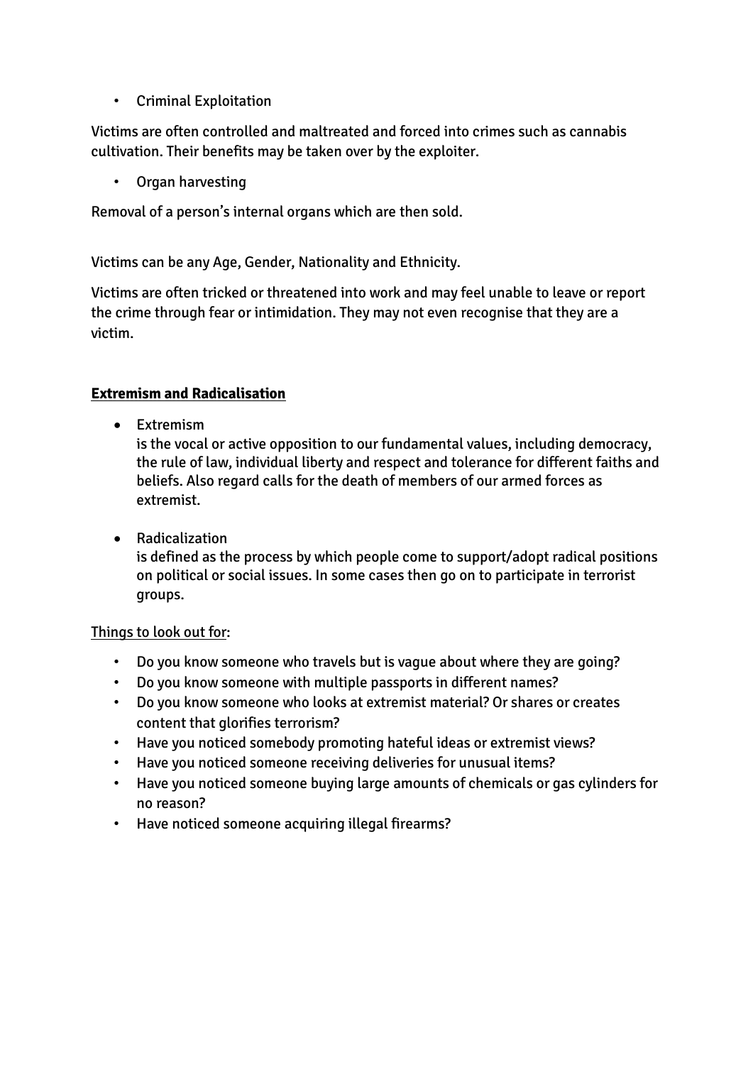- Criminal Exploitation

Victims are often controlled and maltreated and forced into crimes such as cannabis cultivation. Their benefits may be taken over by the exploiter.

- Organ harvesting

Removal of a person's internal organs which are then sold.

Victims can be any Age, Gender, Nationality and Ethnicity.

Victims are often tricked or threatened into work and may feel unable to leave or report the crime through fear or intimidation. They may not even recognise that they are a victim.

**Extremism and Radicalisation**

- Extremism
  is the vocal or active opposition to our fundamental values, including democracy, the rule of law, individual liberty and respect and tolerance for different faiths and beliefs. Also regard calls for the death of members of our armed forces as extremist.

- Radicalization
  is defined as the process by which people come to support/adopt radical positions on political or social issues. In some cases then go on to participate in terrorist groups.

Things to look out for:

- Do you know someone who travels but is vague about where they are going?
- Do you know someone with multiple passports in different names?
- Do you know someone who looks at extremist material? Or shares or creates content that glorifies terrorism?
- Have you noticed somebody promoting hateful ideas or extremist views?
- Have you noticed someone receiving deliveries for unusual items?
- Have you noticed someone buying large amounts of chemicals or gas cylinders for no reason?
- Have noticed someone acquiring illegal firearms?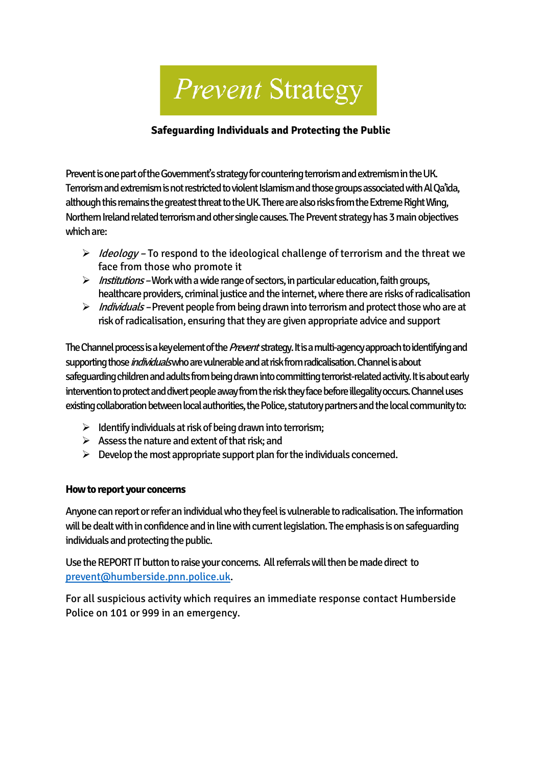# Prevent Strategy

**Safeguarding Individuals and Protecting the Public**

Prevent is one part of the Government's strategy for countering terrorism and extremism in the UK. Terrorism and extremism is not restricted to violent Islamism and those groups associated with Al Qa'ida, although this remains the greatest threat to the UK. There are also risks from the Extreme Right Wing, Northern Ireland related terrorism and other single causes. The Prevent strategy has 3 main objectives which are:

- *Ideology* – To respond to the ideological challenge of terrorism and the threat we face from those who promote it
- *Institutions* – Work with a wide range of sectors, in particular education, faith groups, healthcare providers, criminal justice and the internet, where there are risks of radicalisation
- *Individuals* – Prevent people from being drawn into terrorism and protect those who are at risk of radicalisation, ensuring that they are given appropriate advice and support

The Channel process is a key element of the *Prevent* strategy. It is a multi-agency approach to identifying and supporting those *individuals* who are vulnerable and at risk from radicalisation. Channel is about safeguarding children and adults from being drawn into committing terrorist-related activity. It is about early intervention to protect and divert people away from the risk they face before illegality occurs. Channel uses existing collaboration between local authorities, the Police, statutory partners and the local community to:

- Identify individuals at risk of being drawn into terrorism;
- Assess the nature and extent of that risk; and
- Develop the most appropriate support plan for the individuals concerned.

**How to report your concerns**

Anyone can report or refer an individual who they feel is vulnerable to radicalisation. The information will be dealt with in confidence and in line with current legislation. The emphasis is on safeguarding individuals and protecting the public.

Use the REPORT IT button to raise your concerns. All referrals will then be made direct to prevent@humberside.pnn.police.uk.

For all suspicious activity which requires an immediate response contact Humberside Police on 101 or 999 in an emergency.